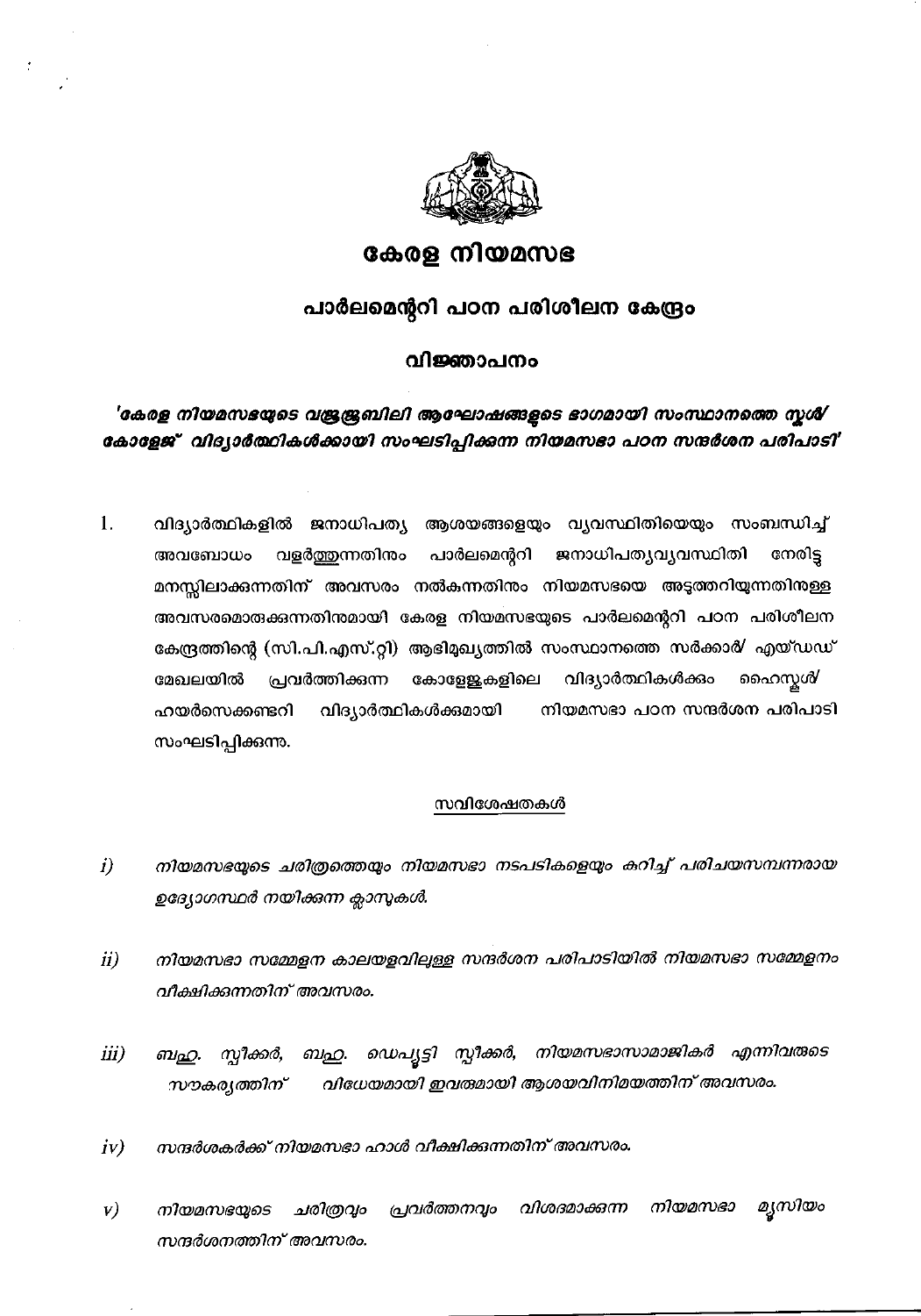# കേരള നിയമസഭ

## പാർലമെന്ററി പഠന പരിശീലന കേന്ദ്രം

### വിജ്ഞാപനം

***'കേരള നിയമസഭയുടെ വജ്രജൂബിലി ആഘോഷങ്ങളുടെ ഭാഗമായി സംസ്ഥാനത്തെ സ്കൂൾ/ കോളേജ് വിദ്യാർത്ഥികൾക്കായി സംഘടിപ്പിക്കുന്ന നിയമസഭാ പഠന സന്ദർശന പരിപാടി'***

1. വിദ്യാർത്ഥികളിൽ ജനാധിപത്യ ആശയങ്ങളെയും വ്യവസ്ഥിതിയെയും സംബന്ധിച്ച് അവബോധം വളർത്തുന്നതിനും പാർലമെന്ററി ജനാധിപത്യവ്യവസ്ഥിതി നേരിട്ട് മനസ്സിലാക്കുന്നതിന് അവസരം നൽകുന്നതിനും നിയമസഭയെ അടുത്തറിയുന്നതിനുള്ള അവസരമൊരുക്കുന്നതിനുമായി കേരള നിയമസഭയുടെ പാർലമെന്ററി പഠന പരിശീലന കേന്ദ്രത്തിന്റെ (സി.പി.എസ്.റ്റി) ആഭിമുഖ്യത്തിൽ സംസ്ഥാനത്തെ സർക്കാർ/ എയ്ഡഡ് മേഖലയിൽ പ്രവർത്തിക്കുന്ന കോളേജുകളിലെ വിദ്യാർത്ഥികൾക്കും ഹൈസ്കൂൾ/ ഹയർസെക്കണ്ടറി വിദ്യാർത്ഥികൾക്കുമായി നിയമസഭാ പഠന സന്ദർശന പരിപാടി സംഘടിപ്പിക്കുന്നു.

<u>സവിശേഷതകൾ</u>

*i)* *നിയമസഭയുടെ ചരിത്രത്തെയും നിയമസഭാ നടപടികളെയും കുറിച്ച് പരിചയസമ്പന്നരായ ഉദ്യോഗസ്ഥർ നയിക്കുന്ന ക്ലാസുകൾ.*

*ii)* *നിയമസഭാ സമ്മേളന കാലയളവിലുള്ള സന്ദർശന പരിപാടിയിൽ നിയമസഭാ സമ്മേളനം വീക്ഷിക്കുന്നതിന് അവസരം.*

*iii)* *ബഹു. സ്പീക്കർ, ബഹു. ഡെപ്യൂട്ടി സ്പീക്കർ, നിയമസഭാസാമാജികർ എന്നിവരുടെ സൗകര്യത്തിന് വിധേയമായി ഇവരുമായി ആശയവിനിമയത്തിന് അവസരം.*

*iv)* *സന്ദർശകർക്ക് നിയമസഭാ ഹാൾ വീക്ഷിക്കുന്നതിന് അവസരം.*

*v)* *നിയമസഭയുടെ ചരിത്രവും പ്രവർത്തനവും വിശദമാക്കുന്ന നിയമസഭാ മ്യൂസിയം സന്ദർശനത്തിന് അവസരം.*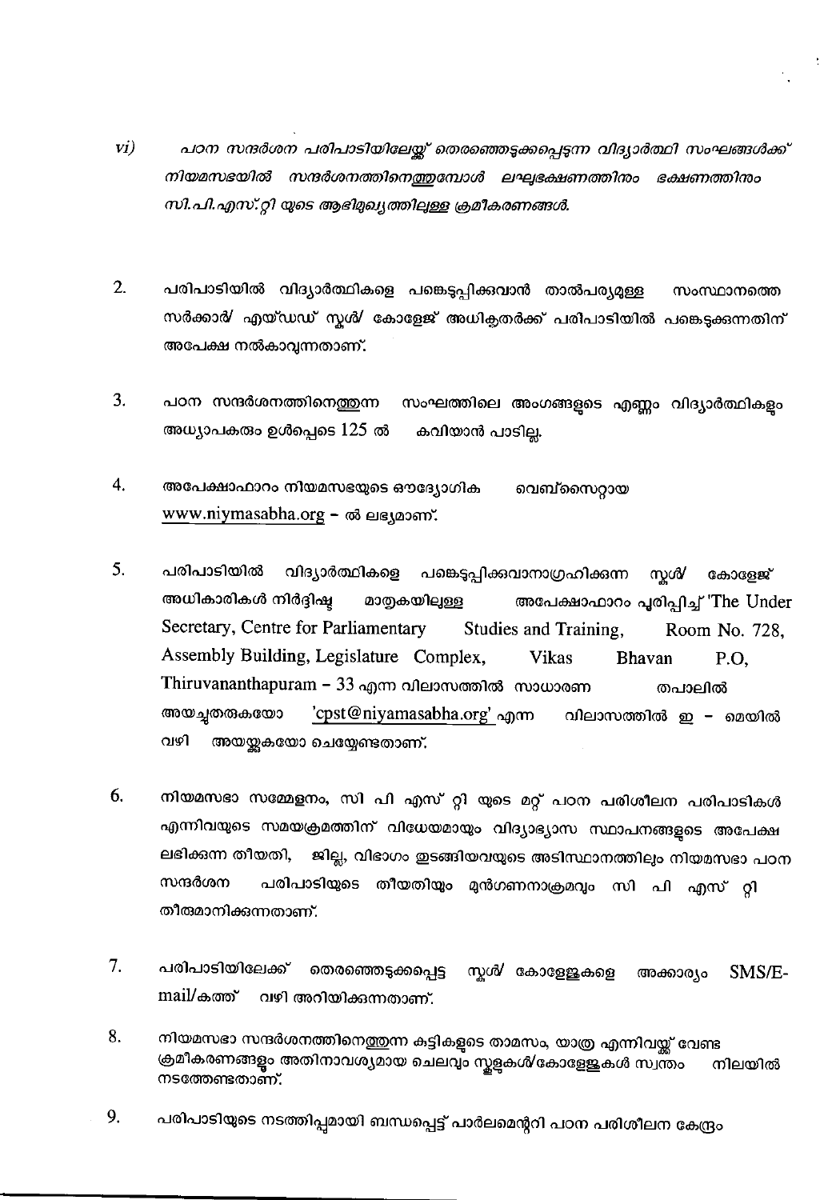vi) *പഠന സന്ദർശന പരിപാടിയിലേയ്ക്ക് തെരഞ്ഞെടുക്കപ്പെടുന്ന വിദ്യാർത്ഥി സംഘങ്ങൾക്ക് നിയമസഭയിൽ സന്ദർശനത്തിനെത്തുമ്പോൾ ലഘുഭക്ഷണത്തിനും ഭക്ഷണത്തിനും സി.പി.എസ്.റ്റി യുടെ ആഭിമുഖ്യത്തിലുള്ള ക്രമീകരണങ്ങൾ.*

2. പരിപാടിയിൽ വിദ്യാർത്ഥികളെ പങ്കെടുപ്പിക്കുവാൻ താൽപര്യമുള്ള സംസ്ഥാനത്തെ സർക്കാർ/ എയ്ഡഡ് സ്കൂൾ/ കോളേജ് അധികൃതർക്ക് പരിപാടിയിൽ പങ്കെടുക്കുന്നതിന് അപേക്ഷ നൽകാവുന്നതാണ്.

3. പഠന സന്ദർശനത്തിനെത്തുന്ന സംഘത്തിലെ അംഗങ്ങളുടെ എണ്ണം വിദ്യാർത്ഥികളും അധ്യാപകരും ഉൾപ്പെടെ 125 ൽ കവിയാൻ പാടില്ല.

4. അപേക്ഷാഫാറം നിയമസഭയുടെ ഔദ്യോഗിക വെബ്സൈറ്റായ www.niymasabha.org – ൽ ലഭ്യമാണ്.

5. പരിപാടിയിൽ വിദ്യാർത്ഥികളെ പങ്കെടുപ്പിക്കുവാനാഗ്രഹിക്കുന്ന സ്കൂൾ/ കോളേജ് അധികാരികൾ നിർദ്ദിഷ്ട മാതൃകയിലുള്ള അപേക്ഷാഫാറം പൂരിപ്പിച്ച് 'The Under Secretary, Centre for Parliamentary Studies and Training, Room No. 728, Assembly Building, Legislature Complex, Vikas Bhavan P.O, Thiruvananthapuram – 33 എന്ന വിലാസത്തിൽ സാധാരണ തപാലിൽ അയച്ചുതരുകയോ 'cpst@niyamasabha.org' എന്ന വിലാസത്തിൽ ഇ – മെയിൽ വഴി അയയ്ക്കുകയോ ചെയ്യേണ്ടതാണ്.

6. നിയമസഭാ സമ്മേളനം, സി പി എസ് റ്റി യുടെ മറ്റ് പഠന പരിശീലന പരിപാടികൾ എന്നിവയുടെ സമയക്രമത്തിന് വിധേയമായും വിദ്യാഭ്യാസ സ്ഥാപനങ്ങളുടെ അപേക്ഷ ലഭിക്കുന്ന തീയതി, ജില്ല, വിഭാഗം തുടങ്ങിയവയുടെ അടിസ്ഥാനത്തിലും നിയമസഭാ പഠന സന്ദർശന പരിപാടിയുടെ തീയതിയും മുൻഗണനാക്രമവും സി പി എസ് റ്റി തീരുമാനിക്കുന്നതാണ്.

7. പരിപാടിയിലേക്ക് തെരഞ്ഞെടുക്കപ്പെട്ട സ്കൂൾ/ കോളേജുകളെ അക്കാര്യം SMS/E-mail/കത്ത് വഴി അറിയിക്കുന്നതാണ്.

8. നിയമസഭാ സന്ദർശനത്തിനെത്തുന്ന കുട്ടികളുടെ താമസം, യാത്ര എന്നിവയ്ക്ക് വേണ്ട ക്രമീകരണങ്ങളും അതിനാവശ്യമായ ചെലവും സ്കൂളുകൾ/കോളേജുകൾ സ്വന്തം നിലയിൽ നടത്തേണ്ടതാണ്.

9. പരിപാടിയുടെ നടത്തിപ്പുമായി ബന്ധപ്പെട്ട് പാർലമെന്ററി പഠന പരിശീലന കേന്ദ്രം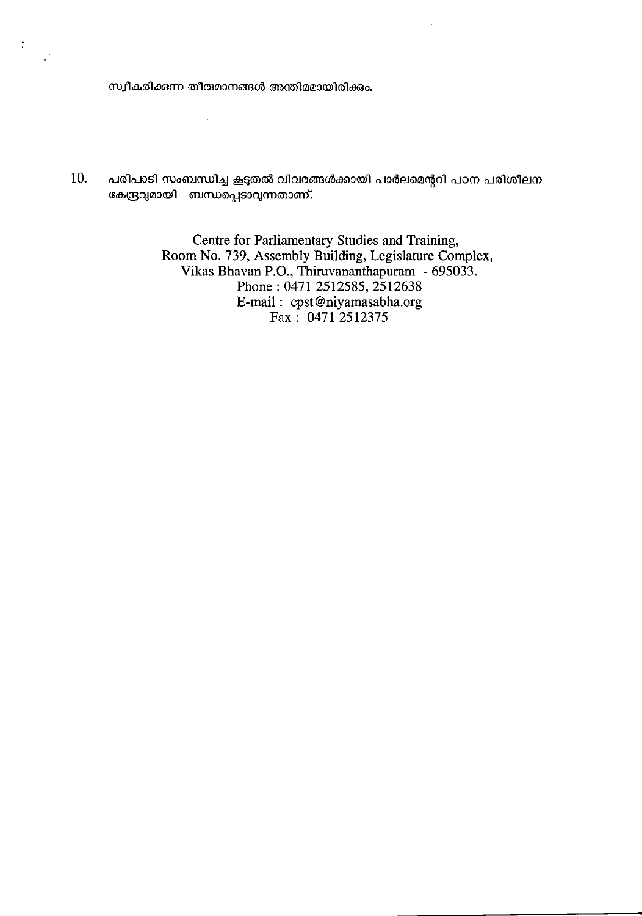സ്വീകരിക്കുന്ന തീരുമാനങ്ങൾ അന്തിമമായിരിക്കും.

10. പരിപാടി സംബന്ധിച്ച കൂടുതൽ വിവരങ്ങൾക്കായി പാർലമെന്ററി പഠന പരിശീലന കേന്ദ്രവുമായി ബന്ധപ്പെടാവുന്നതാണ്.

Centre for Parliamentary Studies and Training,
Room No. 739, Assembly Building, Legislature Complex,
Vikas Bhavan P.O., Thiruvananthapuram - 695033.
Phone : 0471 2512585, 2512638
E-mail : cpst@niyamasabha.org
Fax : 0471 2512375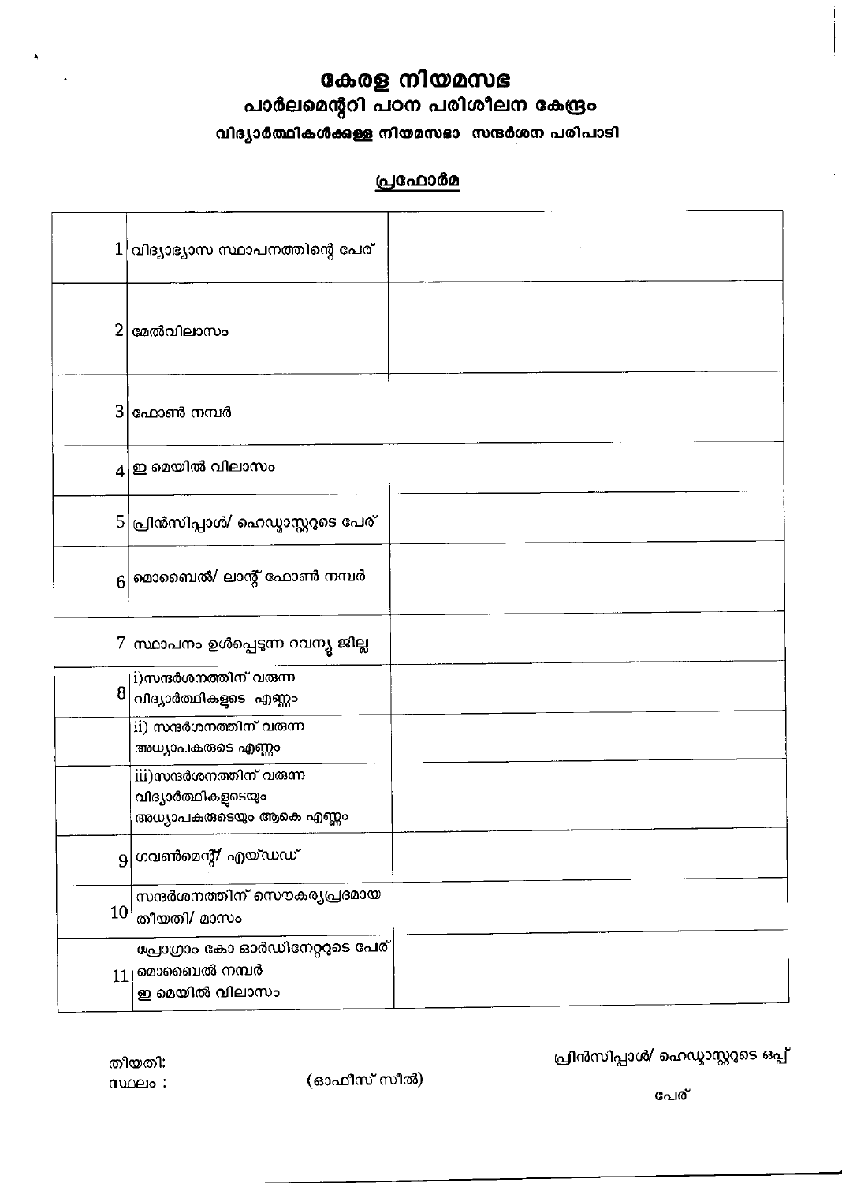# കേരള നിയമസഭ

## പാർലമെന്ററി പഠന പരിശീലന കേന്ദ്രം

### വിദ്യാർത്ഥികൾക്കുള്ള നിയമസഭാ സന്ദർശന പരിപാടി

**പ്രഫോർമ**

| | | |
|---|---|---|
| 1 | വിദ്യാഭ്യാസ സ്ഥാപനത്തിന്റെ പേര് | |
| 2 | മേൽവിലാസം | |
| 3 | ഫോൺ നമ്പർ | |
| 4 | ഇ മെയിൽ വിലാസം | |
| 5 | പ്രിൻസിപ്പാൾ/ ഹെഡ്മാസ്റ്ററുടെ പേര് | |
| 6 | മൊബൈൽ/ ലാന്റ് ഫോൺ നമ്പർ | |
| 7 | സ്ഥാപനം ഉൾപ്പെടുന്ന റവന്യൂ ജില്ല | |
| 8 | i)സന്ദർശനത്തിന് വരുന്ന വിദ്യാർത്ഥികളുടെ എണ്ണം | |
| | ii) സന്ദർശനത്തിന് വരുന്ന അധ്യാപകരുടെ എണ്ണം | |
| | iii)സന്ദർശനത്തിന് വരുന്ന വിദ്യാർത്ഥികളുടെയും അധ്യാപകരുടെയും ആകെ എണ്ണം | |
| 9 | ഗവൺമെന്റ്/ എയ്ഡഡ് | |
| 10 | സന്ദർശനത്തിന് സൌകര്യപ്രദമായ തീയതി/ മാസം | |
| 11 | പ്രോഗ്രാം കോ ഓർഡിനേറ്ററുടെ പേര്<br>മൊബൈൽ നമ്പർ<br>ഇ മെയിൽ വിലാസം | |

തീയതി:

സ്ഥലം :

(ഓഫീസ് സീൽ)

പ്രിൻസിപ്പാൾ/ ഹെഡ്മാസ്റ്ററുടെ ഒപ്പ്

പേര്